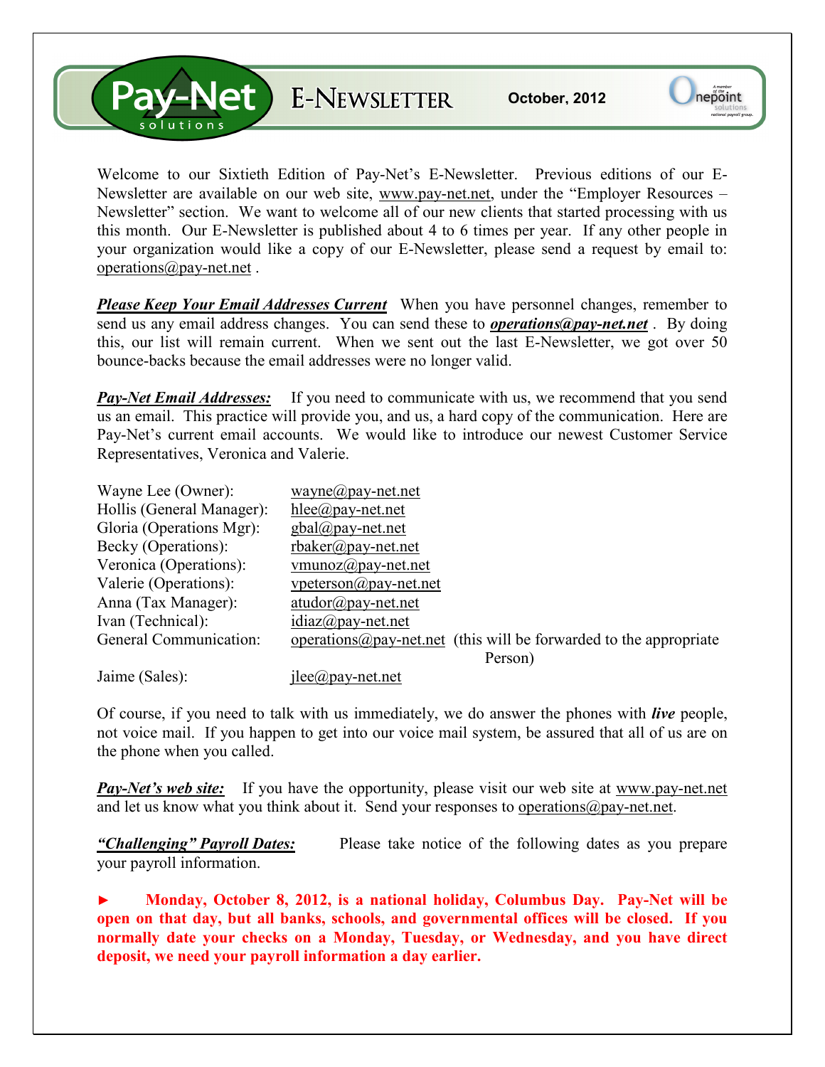# Pay-Net solutions E-NEWSLETTER

**October, 2012**

Welcome to our Sixtieth Edition of Pay-Net's E-Newsletter. Previous editions of our E-Newsletter are available on our web site, www.pay-net.net, under the "Employer Resources – Newsletter" section. We want to welcome all of our new clients that started processing with us this month. Our E-Newsletter is published about 4 to 6 times per year. If any other people in your organization would like a copy of our E-Newsletter, please send a request by email to: operations@pay-net.net .

***Please Keep Your Email Addresses Current*** When you have personnel changes, remember to send us any email address changes. You can send these to ***operations@pay-net.net*** . By doing this, our list will remain current. When we sent out the last E-Newsletter, we got over 50 bounce-backs because the email addresses were no longer valid.

***Pay-Net Email Addresses:*** If you need to communicate with us, we recommend that you send us an email. This practice will provide you, and us, a hard copy of the communication. Here are Pay-Net's current email accounts. We would like to introduce our newest Customer Service Representatives, Veronica and Valerie.

| | |
|---|---|
| Wayne Lee (Owner): | wayne@pay-net.net |
| Hollis (General Manager): | hlee@pay-net.net |
| Gloria (Operations Mgr): | gbal@pay-net.net |
| Becky (Operations): | rbaker@pay-net.net |
| Veronica (Operations): | vmunoz@pay-net.net |
| Valerie (Operations): | vpeterson@pay-net.net |
| Anna (Tax Manager): | atudor@pay-net.net |
| Ivan (Technical): | idiaz@pay-net.net |
| General Communication: | operations@pay-net.net (this will be forwarded to the appropriate Person) |
| Jaime (Sales): | jlee@pay-net.net |

Of course, if you need to talk with us immediately, we do answer the phones with ***live*** people, not voice mail. If you happen to get into our voice mail system, be assured that all of us are on the phone when you called.

***Pay-Net's web site:*** If you have the opportunity, please visit our web site at www.pay-net.net and let us know what you think about it. Send your responses to operations@pay-net.net.

***"Challenging" Payroll Dates:*** Please take notice of the following dates as you prepare your payroll information.

► **Monday, October 8, 2012, is a national holiday, Columbus Day. Pay-Net will be open on that day, but all banks, schools, and governmental offices will be closed. If you normally date your checks on a Monday, Tuesday, or Wednesday, and you have direct deposit, we need your payroll information a day earlier.**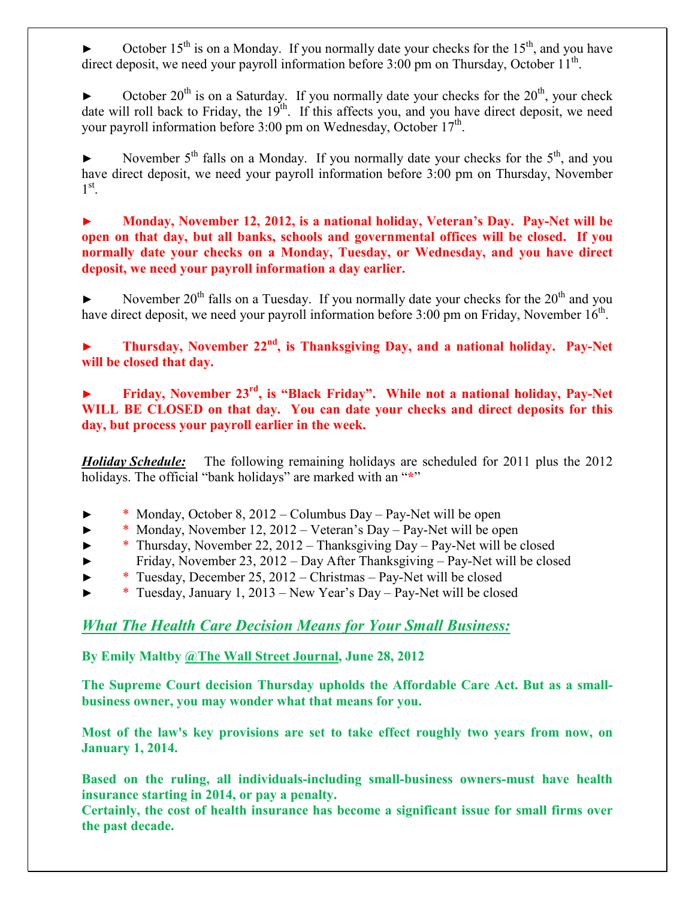► October 15th is on a Monday. If you normally date your checks for the 15th, and you have direct deposit, we need your payroll information before 3:00 pm on Thursday, October 11th.

► October 20th is on a Saturday. If you normally date your checks for the 20th, your check date will roll back to Friday, the 19th. If this affects you, and you have direct deposit, we need your payroll information before 3:00 pm on Wednesday, October 17th.

► November 5th falls on a Monday. If you normally date your checks for the 5th, and you have direct deposit, we need your payroll information before 3:00 pm on Thursday, November 1st.

**► Monday, November 12, 2012, is a national holiday, Veteran's Day. Pay-Net will be open on that day, but all banks, schools and governmental offices will be closed. If you normally date your checks on a Monday, Tuesday, or Wednesday, and you have direct deposit, we need your payroll information a day earlier.**

► November 20th falls on a Tuesday. If you normally date your checks for the 20th and you have direct deposit, we need your payroll information before 3:00 pm on Friday, November 16th.

**► Thursday, November 22nd, is Thanksgiving Day, and a national holiday. Pay-Net will be closed that day.**

**► Friday, November 23rd, is "Black Friday". While not a national holiday, Pay-Net WILL BE CLOSED on that day. You can date your checks and direct deposits for this day, but process your payroll earlier in the week.**

***Holiday Schedule:*** The following remaining holidays are scheduled for 2011 plus the 2012 holidays. The official "bank holidays" are marked with an "*"

- ► * Monday, October 8, 2012 – Columbus Day – Pay-Net will be open
- ► * Monday, November 12, 2012 – Veteran's Day – Pay-Net will be open
- ► * Thursday, November 22, 2012 – Thanksgiving Day – Pay-Net will be closed
- ► Friday, November 23, 2012 – Day After Thanksgiving – Pay-Net will be closed
- ► * Tuesday, December 25, 2012 – Christmas – Pay-Net will be closed
- ► * Tuesday, January 1, 2013 – New Year's Day – Pay-Net will be closed

## *What The Health Care Decision Means for Your Small Business:*

**By Emily Maltby @The Wall Street Journal, June 28, 2012**

**The Supreme Court decision Thursday upholds the Affordable Care Act. But as a small-business owner, you may wonder what that means for you.**

**Most of the law's key provisions are set to take effect roughly two years from now, on January 1, 2014.**

**Based on the ruling, all individuals-including small-business owners-must have health insurance starting in 2014, or pay a penalty.**
**Certainly, the cost of health insurance has become a significant issue for small firms over the past decade.**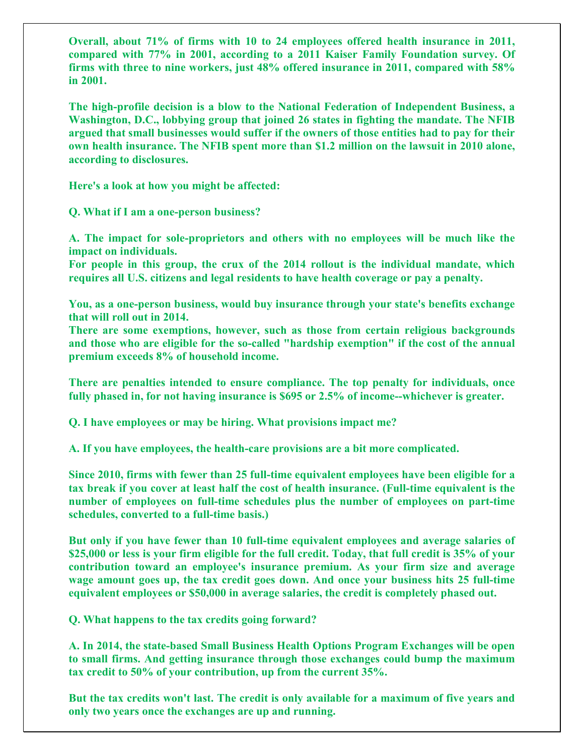Overall, about 71% of firms with 10 to 24 employees offered health insurance in 2011, compared with 77% in 2001, according to a 2011 Kaiser Family Foundation survey. Of firms with three to nine workers, just 48% offered insurance in 2011, compared with 58% in 2001.

The high-profile decision is a blow to the National Federation of Independent Business, a Washington, D.C., lobbying group that joined 26 states in fighting the mandate. The NFIB argued that small businesses would suffer if the owners of those entities had to pay for their own health insurance. The NFIB spent more than $1.2 million on the lawsuit in 2010 alone, according to disclosures.

Here's a look at how you might be affected:

**Q. What if I am a one-person business?**

A. The impact for sole-proprietors and others with no employees will be much like the impact on individuals.
For people in this group, the crux of the 2014 rollout is the individual mandate, which requires all U.S. citizens and legal residents to have health coverage or pay a penalty.

You, as a one-person business, would buy insurance through your state's benefits exchange that will roll out in 2014.
There are some exemptions, however, such as those from certain religious backgrounds and those who are eligible for the so-called "hardship exemption" if the cost of the annual premium exceeds 8% of household income.

There are penalties intended to ensure compliance. The top penalty for individuals, once fully phased in, for not having insurance is $695 or 2.5% of income--whichever is greater.

**Q. I have employees or may be hiring. What provisions impact me?**

A. If you have employees, the health-care provisions are a bit more complicated.

Since 2010, firms with fewer than 25 full-time equivalent employees have been eligible for a tax break if you cover at least half the cost of health insurance. (Full-time equivalent is the number of employees on full-time schedules plus the number of employees on part-time schedules, converted to a full-time basis.)

But only if you have fewer than 10 full-time equivalent employees and average salaries of $25,000 or less is your firm eligible for the full credit. Today, that full credit is 35% of your contribution toward an employee's insurance premium. As your firm size and average wage amount goes up, the tax credit goes down. And once your business hits 25 full-time equivalent employees or $50,000 in average salaries, the credit is completely phased out.

**Q. What happens to the tax credits going forward?**

A. In 2014, the state-based Small Business Health Options Program Exchanges will be open to small firms. And getting insurance through those exchanges could bump the maximum tax credit to 50% of your contribution, up from the current 35%.

But the tax credits won't last. The credit is only available for a maximum of five years and only two years once the exchanges are up and running.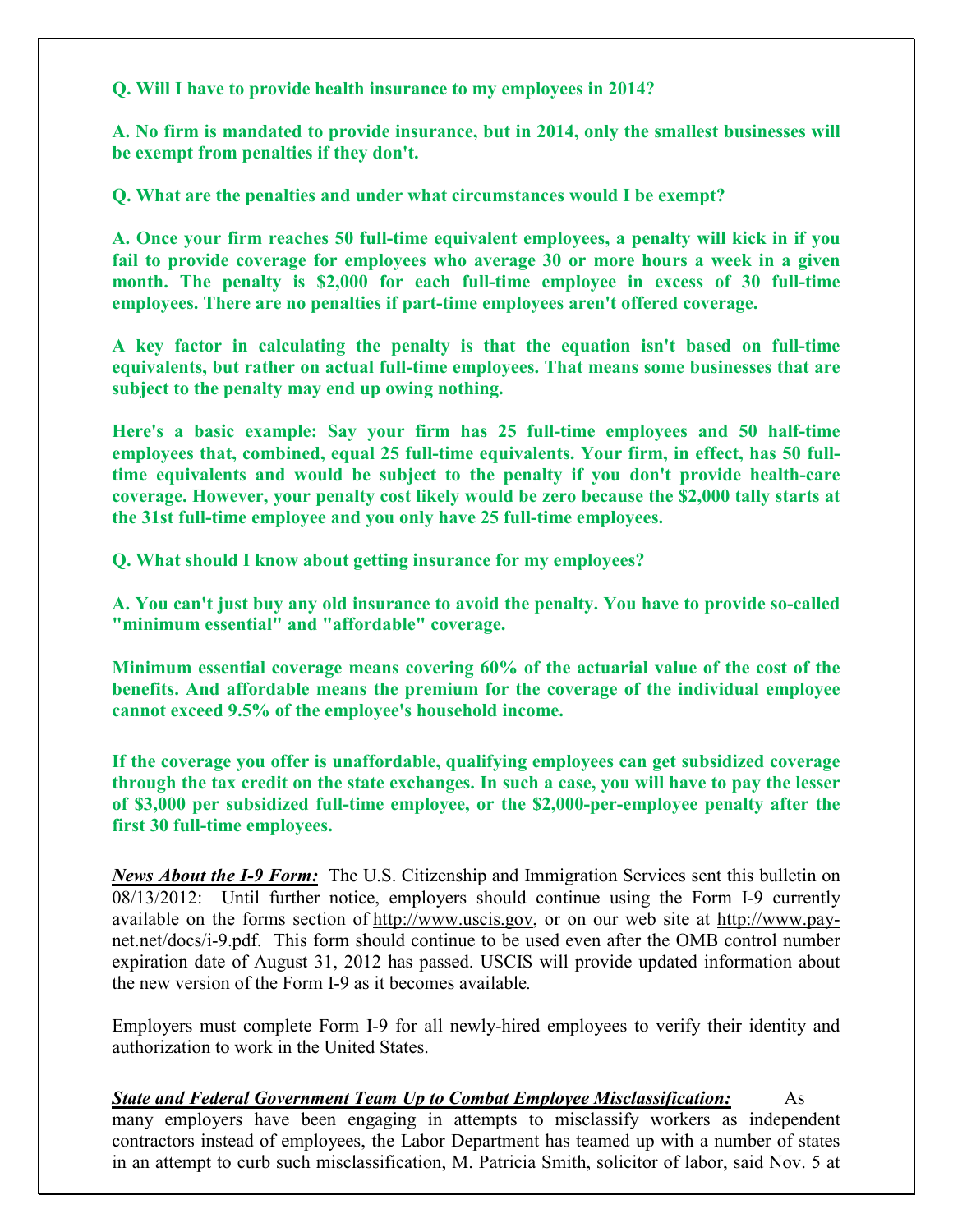**Q. Will I have to provide health insurance to my employees in 2014?**

**A. No firm is mandated to provide insurance, but in 2014, only the smallest businesses will be exempt from penalties if they don't.**

**Q. What are the penalties and under what circumstances would I be exempt?**

**A. Once your firm reaches 50 full-time equivalent employees, a penalty will kick in if you fail to provide coverage for employees who average 30 or more hours a week in a given month. The penalty is $2,000 for each full-time employee in excess of 30 full-time employees. There are no penalties if part-time employees aren't offered coverage.**

**A key factor in calculating the penalty is that the equation isn't based on full-time equivalents, but rather on actual full-time employees. That means some businesses that are subject to the penalty may end up owing nothing.**

**Here's a basic example: Say your firm has 25 full-time employees and 50 half-time employees that, combined, equal 25 full-time equivalents. Your firm, in effect, has 50 full-time equivalents and would be subject to the penalty if you don't provide health-care coverage. However, your penalty cost likely would be zero because the $2,000 tally starts at the 31st full-time employee and you only have 25 full-time employees.**

**Q. What should I know about getting insurance for my employees?**

**A. You can't just buy any old insurance to avoid the penalty. You have to provide so-called "minimum essential" and "affordable" coverage.**

**Minimum essential coverage means covering 60% of the actuarial value of the cost of the benefits. And affordable means the premium for the coverage of the individual employee cannot exceed 9.5% of the employee's household income.**

**If the coverage you offer is unaffordable, qualifying employees can get subsidized coverage through the tax credit on the state exchanges. In such a case, you will have to pay the lesser of $3,000 per subsidized full-time employee, or the $2,000-per-employee penalty after the first 30 full-time employees.**

***News About the I-9 Form:*** The U.S. Citizenship and Immigration Services sent this bulletin on 08/13/2012: Until further notice, employers should continue using the Form I-9 currently available on the forms section of http://www.uscis.gov, or on our web site at http://www.pay-net.net/docs/i-9.pdf. This form should continue to be used even after the OMB control number expiration date of August 31, 2012 has passed. USCIS will provide updated information about the new version of the Form I-9 as it becomes available.

Employers must complete Form I-9 for all newly-hired employees to verify their identity and authorization to work in the United States.

***State and Federal Government Team Up to Combat Employee Misclassification:*** As many employers have been engaging in attempts to misclassify workers as independent contractors instead of employees, the Labor Department has teamed up with a number of states in an attempt to curb such misclassification, M. Patricia Smith, solicitor of labor, said Nov. 5 at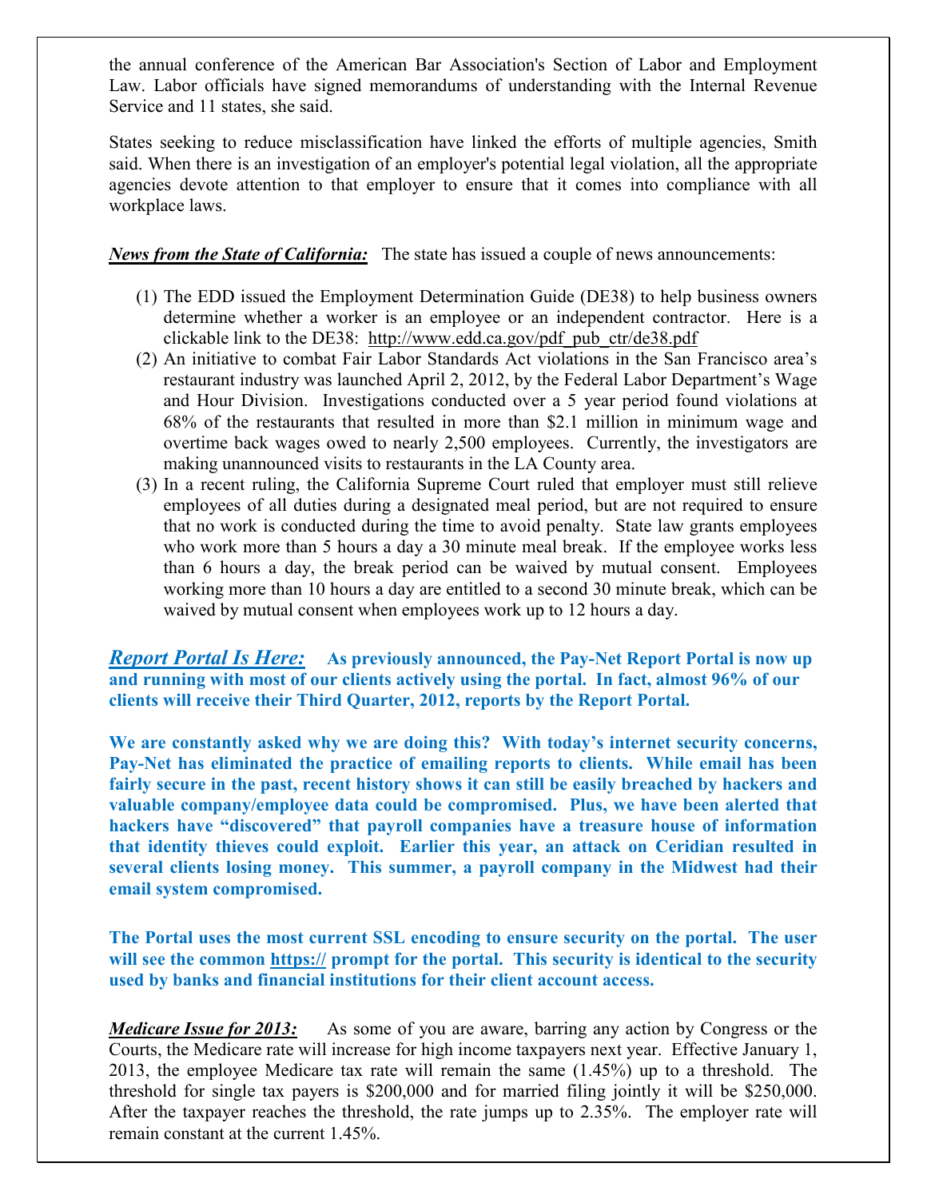the annual conference of the American Bar Association's Section of Labor and Employment Law. Labor officials have signed memorandums of understanding with the Internal Revenue Service and 11 states, she said.

States seeking to reduce misclassification have linked the efforts of multiple agencies, Smith said. When there is an investigation of an employer's potential legal violation, all the appropriate agencies devote attention to that employer to ensure that it comes into compliance with all workplace laws.

***News from the State of California:*** The state has issued a couple of news announcements:

1. The EDD issued the Employment Determination Guide (DE38) to help business owners determine whether a worker is an employee or an independent contractor. Here is a clickable link to the DE38: http://www.edd.ca.gov/pdf_pub_ctr/de38.pdf
2. An initiative to combat Fair Labor Standards Act violations in the San Francisco area's restaurant industry was launched April 2, 2012, by the Federal Labor Department's Wage and Hour Division. Investigations conducted over a 5 year period found violations at 68% of the restaurants that resulted in more than $2.1 million in minimum wage and overtime back wages owed to nearly 2,500 employees. Currently, the investigators are making unannounced visits to restaurants in the LA County area.
3. In a recent ruling, the California Supreme Court ruled that employer must still relieve employees of all duties during a designated meal period, but are not required to ensure that no work is conducted during the time to avoid penalty. State law grants employees who work more than 5 hours a day a 30 minute meal break. If the employee works less than 6 hours a day, the break period can be waived by mutual consent. Employees working more than 10 hours a day are entitled to a second 30 minute break, which can be waived by mutual consent when employees work up to 12 hours a day.

***Report Portal Is Here:*** **As previously announced, the Pay-Net Report Portal is now up and running with most of our clients actively using the portal. In fact, almost 96% of our clients will receive their Third Quarter, 2012, reports by the Report Portal.**

**We are constantly asked why we are doing this? With today's internet security concerns, Pay-Net has eliminated the practice of emailing reports to clients. While email has been fairly secure in the past, recent history shows it can still be easily breached by hackers and valuable company/employee data could be compromised. Plus, we have been alerted that hackers have "discovered" that payroll companies have a treasure house of information that identity thieves could exploit. Earlier this year, an attack on Ceridian resulted in several clients losing money. This summer, a payroll company in the Midwest had their email system compromised.**

**The Portal uses the most current SSL encoding to ensure security on the portal. The user will see the common https:// prompt for the portal. This security is identical to the security used by banks and financial institutions for their client account access.**

***Medicare Issue for 2013:*** As some of you are aware, barring any action by Congress or the Courts, the Medicare rate will increase for high income taxpayers next year. Effective January 1, 2013, the employee Medicare tax rate will remain the same (1.45%) up to a threshold. The threshold for single tax payers is $200,000 and for married filing jointly it will be $250,000. After the taxpayer reaches the threshold, the rate jumps up to 2.35%. The employer rate will remain constant at the current 1.45%.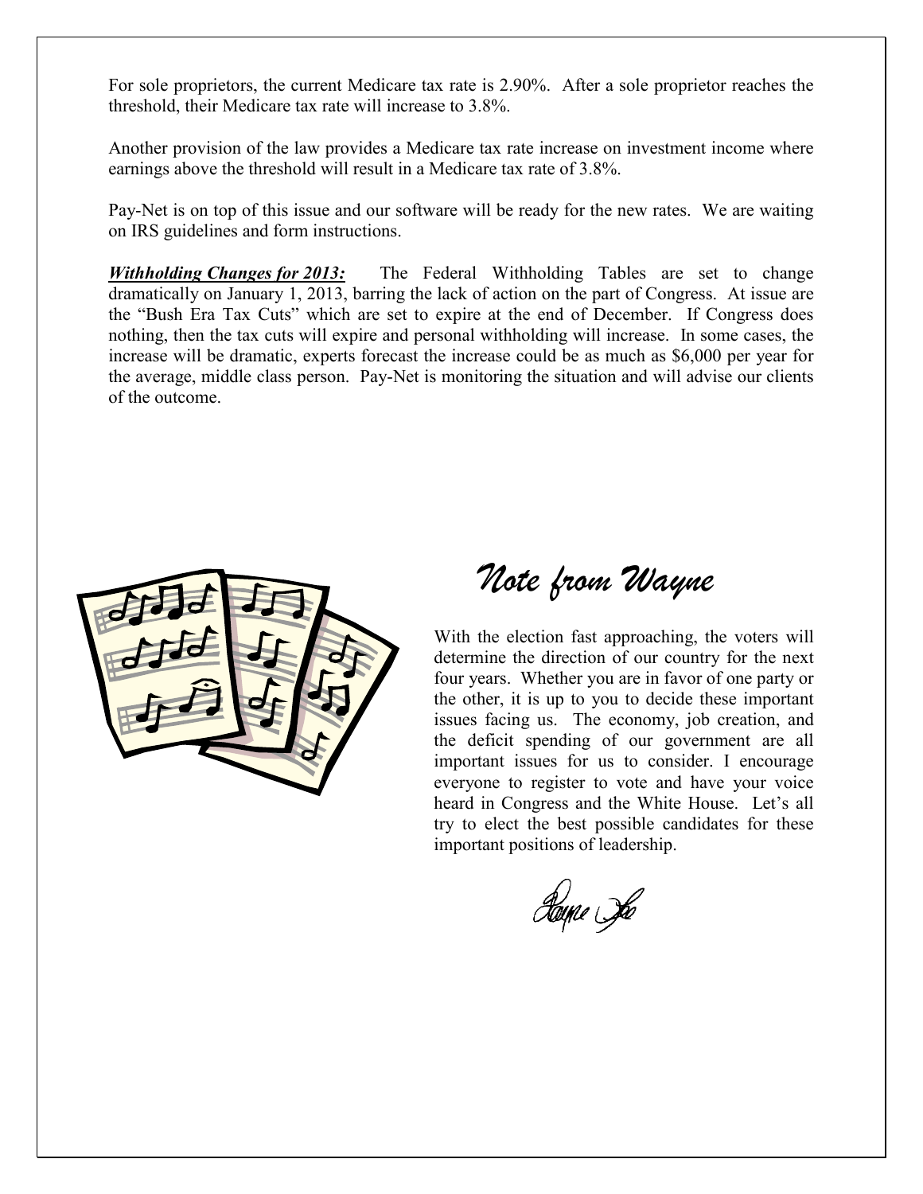For sole proprietors, the current Medicare tax rate is 2.90%. After a sole proprietor reaches the threshold, their Medicare tax rate will increase to 3.8%.

Another provision of the law provides a Medicare tax rate increase on investment income where earnings above the threshold will result in a Medicare tax rate of 3.8%.

Pay-Net is on top of this issue and our software will be ready for the new rates. We are waiting on IRS guidelines and form instructions.

***Withholding Changes for 2013:*** The Federal Withholding Tables are set to change dramatically on January 1, 2013, barring the lack of action on the part of Congress. At issue are the "Bush Era Tax Cuts" which are set to expire at the end of December. If Congress does nothing, then the tax cuts will expire and personal withholding will increase. In some cases, the increase will be dramatic, experts forecast the increase could be as much as $6,000 per year for the average, middle class person. Pay-Net is monitoring the situation and will advise our clients of the outcome.

## *Note from Wayne*

With the election fast approaching, the voters will determine the direction of our country for the next four years. Whether you are in favor of one party or the other, it is up to you to decide these important issues facing us. The economy, job creation, and the deficit spending of our government are all important issues for us to consider. I encourage everyone to register to vote and have your voice heard in Congress and the White House. Let's all try to elect the best possible candidates for these important positions of leadership.

Wayne Joe